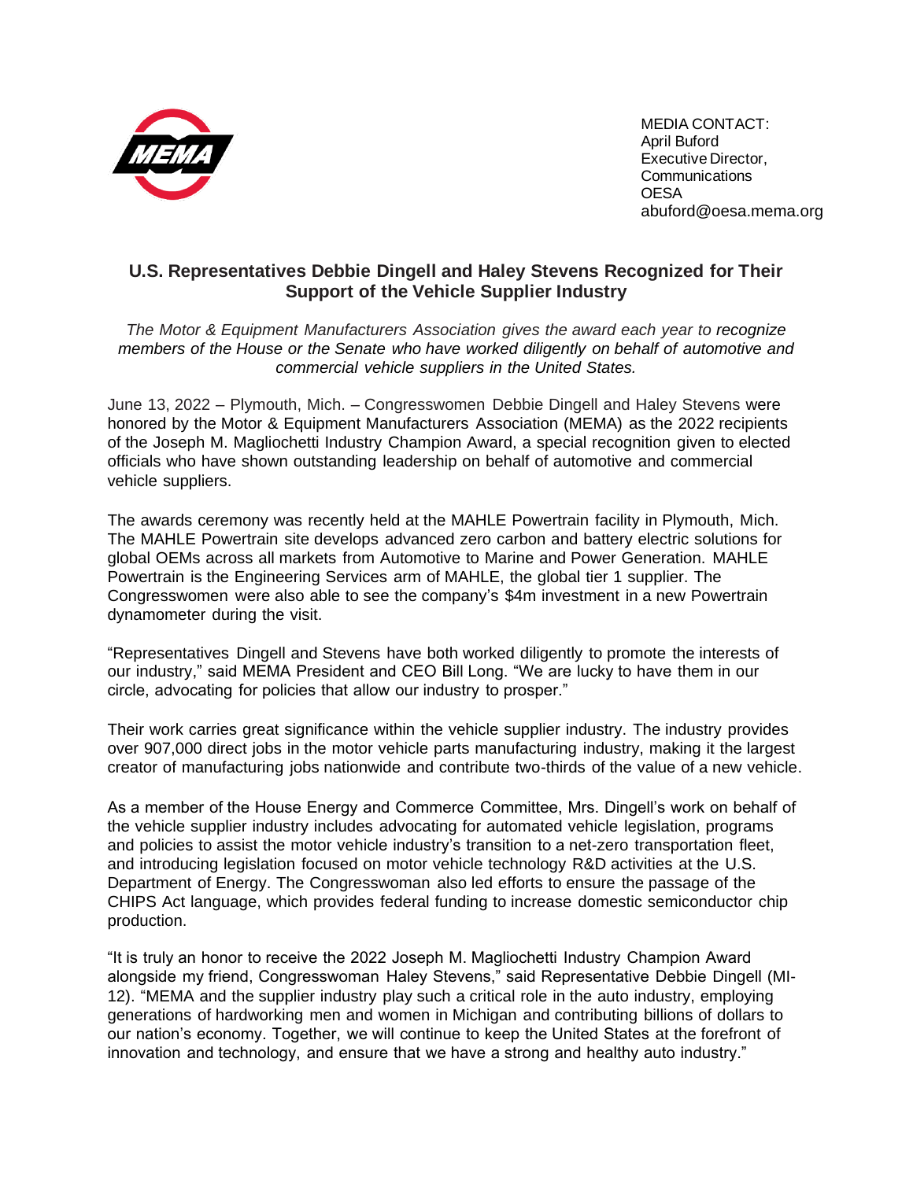MEDIA CONTACT:
April Buford
Executive Director, Communications
OESA
abuford@oesa.mema.org

## U.S. Representatives Debbie Dingell and Haley Stevens Recognized for Their Support of the Vehicle Supplier Industry

*The Motor & Equipment Manufacturers Association gives the award each year to recognize members of the House or the Senate who have worked diligently on behalf of automotive and commercial vehicle suppliers in the United States.*

June 13, 2022 – Plymouth, Mich. – Congresswomen Debbie Dingell and Haley Stevens were honored by the Motor & Equipment Manufacturers Association (MEMA) as the 2022 recipients of the Joseph M. Magliochetti Industry Champion Award, a special recognition given to elected officials who have shown outstanding leadership on behalf of automotive and commercial vehicle suppliers.

The awards ceremony was recently held at the MAHLE Powertrain facility in Plymouth, Mich. The MAHLE Powertrain site develops advanced zero carbon and battery electric solutions for global OEMs across all markets from Automotive to Marine and Power Generation. MAHLE Powertrain is the Engineering Services arm of MAHLE, the global tier 1 supplier. The Congresswomen were also able to see the company's $4m investment in a new Powertrain dynamometer during the visit.

"Representatives Dingell and Stevens have both worked diligently to promote the interests of our industry," said MEMA President and CEO Bill Long. "We are lucky to have them in our circle, advocating for policies that allow our industry to prosper."

Their work carries great significance within the vehicle supplier industry. The industry provides over 907,000 direct jobs in the motor vehicle parts manufacturing industry, making it the largest creator of manufacturing jobs nationwide and contribute two-thirds of the value of a new vehicle.

As a member of the House Energy and Commerce Committee, Mrs. Dingell's work on behalf of the vehicle supplier industry includes advocating for automated vehicle legislation, programs and policies to assist the motor vehicle industry's transition to a net-zero transportation fleet, and introducing legislation focused on motor vehicle technology R&D activities at the U.S. Department of Energy. The Congresswoman also led efforts to ensure the passage of the CHIPS Act language, which provides federal funding to increase domestic semiconductor chip production.

"It is truly an honor to receive the 2022 Joseph M. Magliochetti Industry Champion Award alongside my friend, Congresswoman Haley Stevens," said Representative Debbie Dingell (MI-12). "MEMA and the supplier industry play such a critical role in the auto industry, employing generations of hardworking men and women in Michigan and contributing billions of dollars to our nation's economy. Together, we will continue to keep the United States at the forefront of innovation and technology, and ensure that we have a strong and healthy auto industry."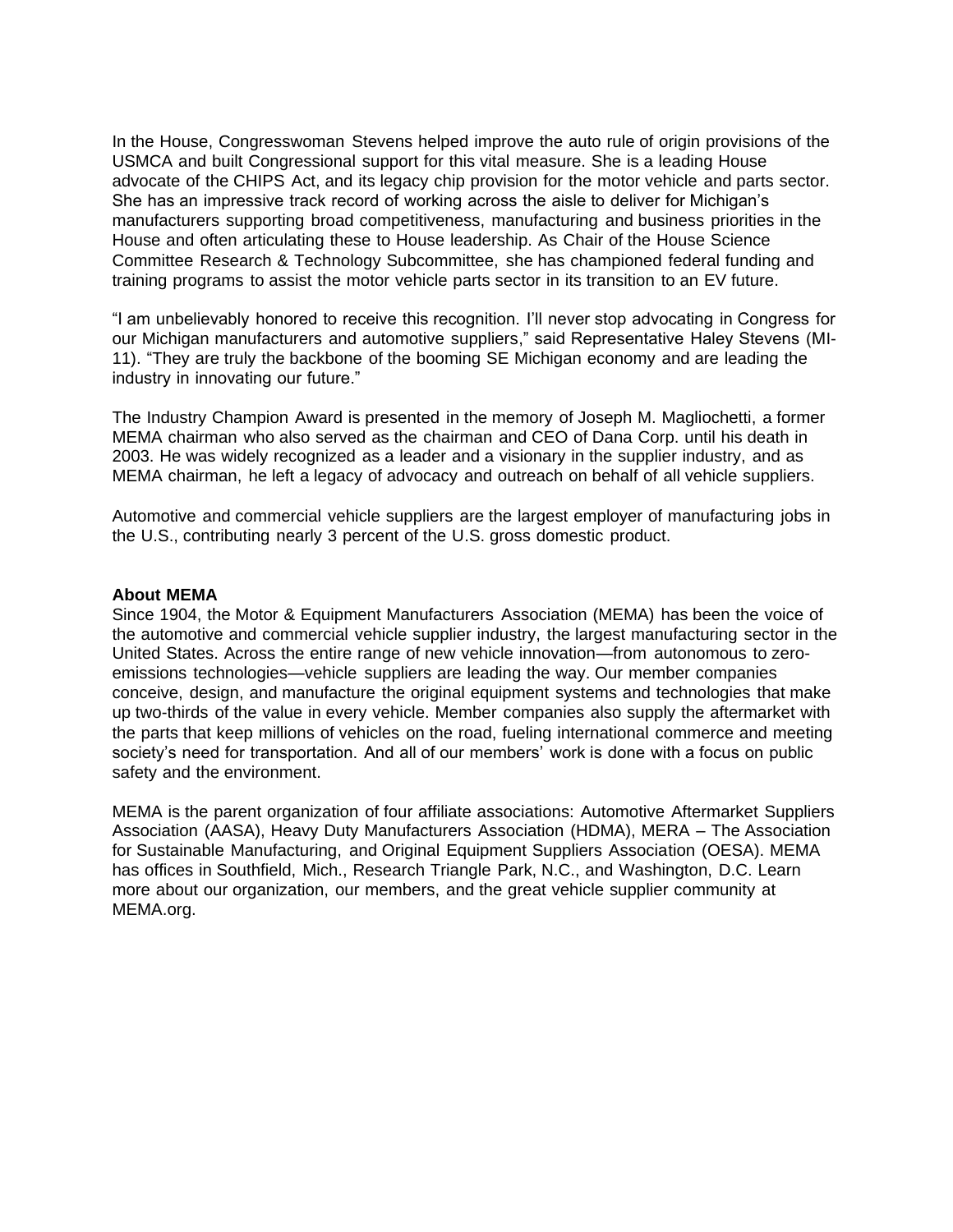In the House, Congresswoman Stevens helped improve the auto rule of origin provisions of the USMCA and built Congressional support for this vital measure. She is a leading House advocate of the CHIPS Act, and its legacy chip provision for the motor vehicle and parts sector. She has an impressive track record of working across the aisle to deliver for Michigan's manufacturers supporting broad competitiveness, manufacturing and business priorities in the House and often articulating these to House leadership. As Chair of the House Science Committee Research & Technology Subcommittee, she has championed federal funding and training programs to assist the motor vehicle parts sector in its transition to an EV future.

"I am unbelievably honored to receive this recognition. I'll never stop advocating in Congress for our Michigan manufacturers and automotive suppliers," said Representative Haley Stevens (MI-11). "They are truly the backbone of the booming SE Michigan economy and are leading the industry in innovating our future."

The Industry Champion Award is presented in the memory of Joseph M. Magliochetti, a former MEMA chairman who also served as the chairman and CEO of Dana Corp. until his death in 2003. He was widely recognized as a leader and a visionary in the supplier industry, and as MEMA chairman, he left a legacy of advocacy and outreach on behalf of all vehicle suppliers.

Automotive and commercial vehicle suppliers are the largest employer of manufacturing jobs in the U.S., contributing nearly 3 percent of the U.S. gross domestic product.

**About MEMA**

Since 1904, the Motor & Equipment Manufacturers Association (MEMA) has been the voice of the automotive and commercial vehicle supplier industry, the largest manufacturing sector in the United States. Across the entire range of new vehicle innovation—from autonomous to zero-emissions technologies—vehicle suppliers are leading the way. Our member companies conceive, design, and manufacture the original equipment systems and technologies that make up two-thirds of the value in every vehicle. Member companies also supply the aftermarket with the parts that keep millions of vehicles on the road, fueling international commerce and meeting society's need for transportation. And all of our members' work is done with a focus on public safety and the environment.

MEMA is the parent organization of four affiliate associations: Automotive Aftermarket Suppliers Association (AASA), Heavy Duty Manufacturers Association (HDMA), MERA – The Association for Sustainable Manufacturing, and Original Equipment Suppliers Association (OESA). MEMA has offices in Southfield, Mich., Research Triangle Park, N.C., and Washington, D.C. Learn more about our organization, our members, and the great vehicle supplier community at MEMA.org.